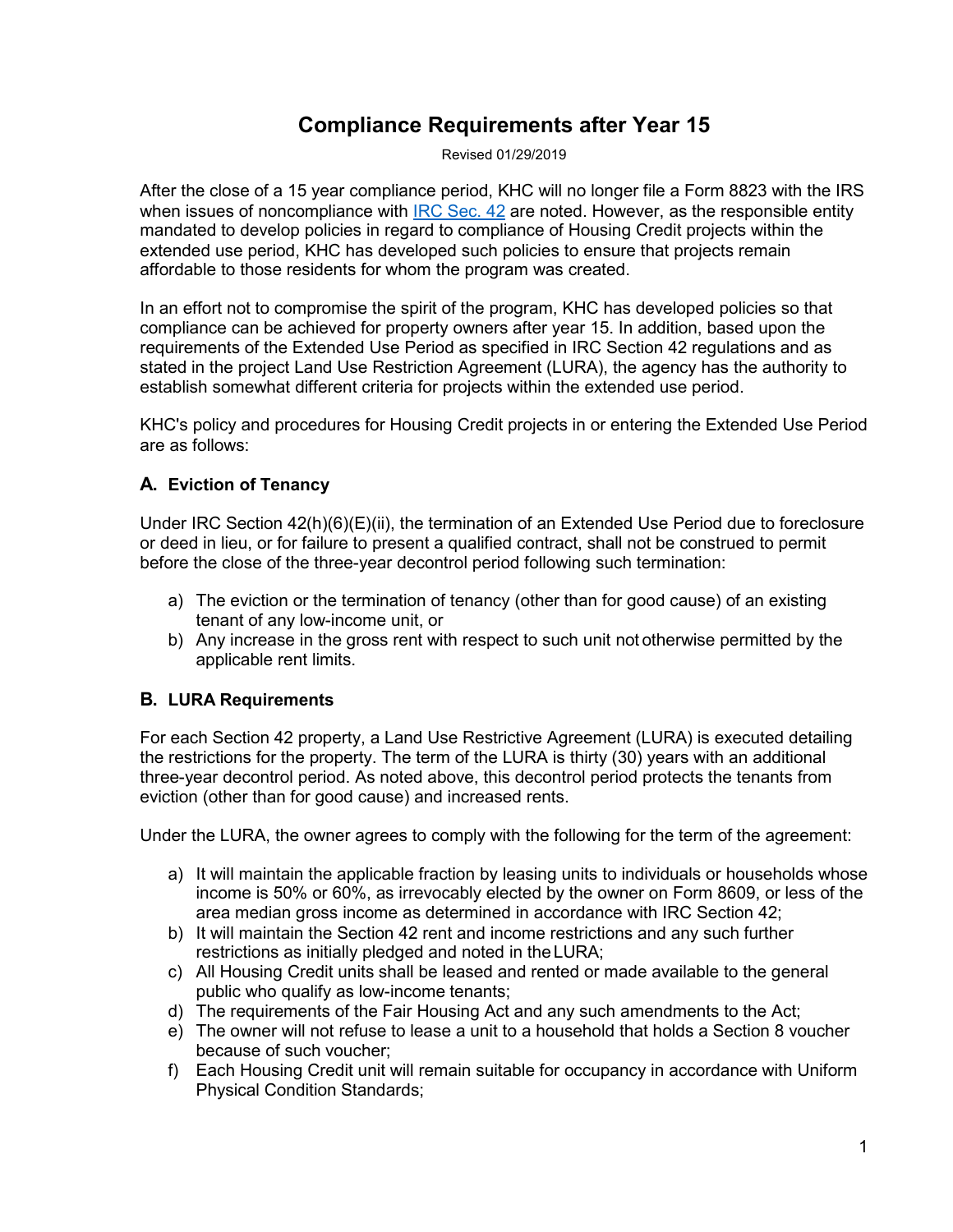# Compliance Requirements after Year 15

Revised 01/29/2019

After the close of a 15 year compliance period, KHC will no longer file a Form 8823 with the IRS when issues of noncompliance with [IRC Sec. 42] are noted. However, as the responsible entity mandated to develop policies in regard to compliance of Housing Credit projects within the extended use period, KHC has developed such policies to ensure that projects remain affordable to those residents for whom the program was created.

In an effort not to compromise the spirit of the program, KHC has developed policies so that compliance can be achieved for property owners after year 15. In addition, based upon the requirements of the Extended Use Period as specified in IRC Section 42 regulations and as stated in the project Land Use Restriction Agreement (LURA), the agency has the authority to establish somewhat different criteria for projects within the extended use period.

KHC's policy and procedures for Housing Credit projects in or entering the Extended Use Period are as follows:

## A. Eviction of Tenancy

Under IRC Section 42(h)(6)(E)(ii), the termination of an Extended Use Period due to foreclosure or deed in lieu, or for failure to present a qualified contract, shall not be construed to permit before the close of the three-year decontrol period following such termination:

a) The eviction or the termination of tenancy (other than for good cause) of an existing tenant of any low-income unit, or
b) Any increase in the gross rent with respect to such unit not otherwise permitted by the applicable rent limits.

## B. LURA Requirements

For each Section 42 property, a Land Use Restrictive Agreement (LURA) is executed detailing the restrictions for the property. The term of the LURA is thirty (30) years with an additional three-year decontrol period. As noted above, this decontrol period protects the tenants from eviction (other than for good cause) and increased rents.

Under the LURA, the owner agrees to comply with the following for the term of the agreement:

a) It will maintain the applicable fraction by leasing units to individuals or households whose income is 50% or 60%, as irrevocably elected by the owner on Form 8609, or less of the area median gross income as determined in accordance with IRC Section 42;
b) It will maintain the Section 42 rent and income restrictions and any such further restrictions as initially pledged and noted in the LURA;
c) All Housing Credit units shall be leased and rented or made available to the general public who qualify as low-income tenants;
d) The requirements of the Fair Housing Act and any such amendments to the Act;
e) The owner will not refuse to lease a unit to a household that holds a Section 8 voucher because of such voucher;
f) Each Housing Credit unit will remain suitable for occupancy in accordance with Uniform Physical Condition Standards;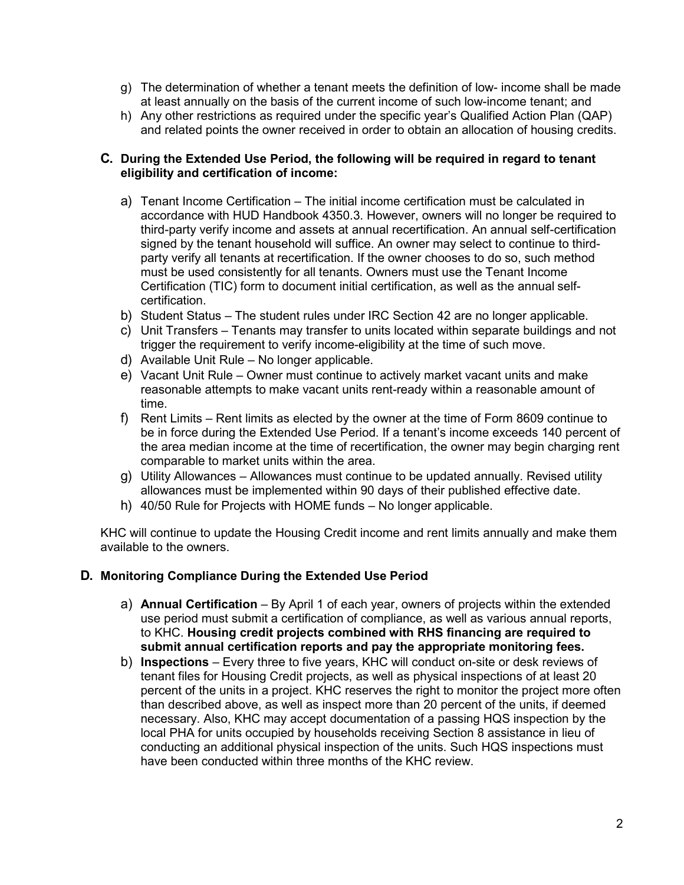g) The determination of whether a tenant meets the definition of low- income shall be made at least annually on the basis of the current income of such low-income tenant; and

h) Any other restrictions as required under the specific year's Qualified Action Plan (QAP) and related points the owner received in order to obtain an allocation of housing credits.

### C. During the Extended Use Period, the following will be required in regard to tenant eligibility and certification of income:

a) Tenant Income Certification – The initial income certification must be calculated in accordance with HUD Handbook 4350.3. However, owners will no longer be required to third-party verify income and assets at annual recertification. An annual self-certification signed by the tenant household will suffice. An owner may select to continue to third-party verify all tenants at recertification. If the owner chooses to do so, such method must be used consistently for all tenants. Owners must use the Tenant Income Certification (TIC) form to document initial certification, as well as the annual self-certification.

b) Student Status – The student rules under IRC Section 42 are no longer applicable.

c) Unit Transfers – Tenants may transfer to units located within separate buildings and not trigger the requirement to verify income-eligibility at the time of such move.

d) Available Unit Rule – No longer applicable.

e) Vacant Unit Rule – Owner must continue to actively market vacant units and make reasonable attempts to make vacant units rent-ready within a reasonable amount of time.

f) Rent Limits – Rent limits as elected by the owner at the time of Form 8609 continue to be in force during the Extended Use Period. If a tenant's income exceeds 140 percent of the area median income at the time of recertification, the owner may begin charging rent comparable to market units within the area.

g) Utility Allowances – Allowances must continue to be updated annually. Revised utility allowances must be implemented within 90 days of their published effective date.

h) 40/50 Rule for Projects with HOME funds – No longer applicable.

KHC will continue to update the Housing Credit income and rent limits annually and make them available to the owners.

### D. Monitoring Compliance During the Extended Use Period

a) **Annual Certification** – By April 1 of each year, owners of projects within the extended use period must submit a certification of compliance, as well as various annual reports, to KHC. **Housing credit projects combined with RHS financing are required to submit annual certification reports and pay the appropriate monitoring fees.**

b) **Inspections** – Every three to five years, KHC will conduct on-site or desk reviews of tenant files for Housing Credit projects, as well as physical inspections of at least 20 percent of the units in a project. KHC reserves the right to monitor the project more often than described above, as well as inspect more than 20 percent of the units, if deemed necessary. Also, KHC may accept documentation of a passing HQS inspection by the local PHA for units occupied by households receiving Section 8 assistance in lieu of conducting an additional physical inspection of the units. Such HQS inspections must have been conducted within three months of the KHC review.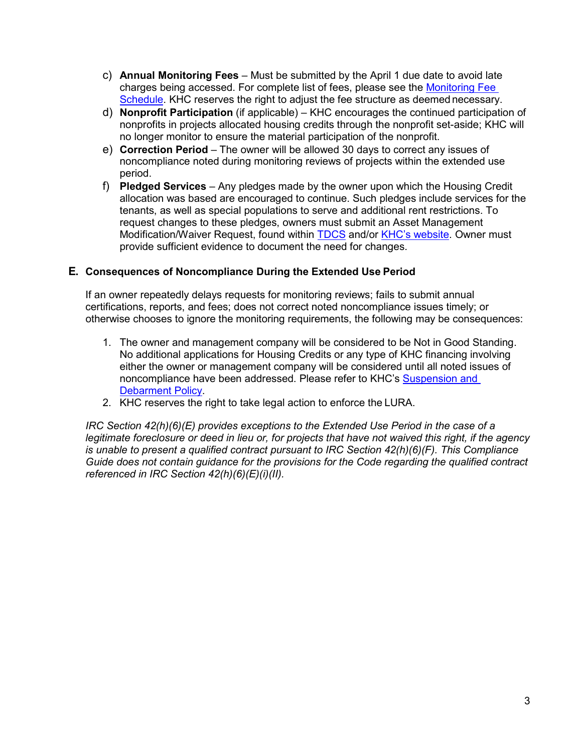c) **Annual Monitoring Fees** – Must be submitted by the April 1 due date to avoid late charges being accessed. For complete list of fees, please see the [Monitoring Fee Schedule](). KHC reserves the right to adjust the fee structure as deemed necessary.

d) **Nonprofit Participation** (if applicable) – KHC encourages the continued participation of nonprofits in projects allocated housing credits through the nonprofit set-aside; KHC will no longer monitor to ensure the material participation of the nonprofit.

e) **Correction Period** – The owner will be allowed 30 days to correct any issues of noncompliance noted during monitoring reviews of projects within the extended use period.

f) **Pledged Services** – Any pledges made by the owner upon which the Housing Credit allocation was based are encouraged to continue. Such pledges include services for the tenants, as well as special populations to serve and additional rent restrictions. To request changes to these pledges, owners must submit an Asset Management Modification/Waiver Request, found within TDCS and/or KHC's website. Owner must provide sufficient evidence to document the need for changes.

## E. Consequences of Noncompliance During the Extended Use Period

If an owner repeatedly delays requests for monitoring reviews; fails to submit annual certifications, reports, and fees; does not correct noted noncompliance issues timely; or otherwise chooses to ignore the monitoring requirements, the following may be consequences:

1. The owner and management company will be considered to be Not in Good Standing. No additional applications for Housing Credits or any type of KHC financing involving either the owner or management company will be considered until all noted issues of noncompliance have been addressed. Please refer to KHC's Suspension and Debarment Policy.
2. KHC reserves the right to take legal action to enforce the LURA.

*IRC Section 42(h)(6)(E) provides exceptions to the Extended Use Period in the case of a legitimate foreclosure or deed in lieu or, for projects that have not waived this right, if the agency is unable to present a qualified contract pursuant to IRC Section 42(h)(6)(F). This Compliance Guide does not contain guidance for the provisions for the Code regarding the qualified contract referenced in IRC Section 42(h)(6)(E)(i)(II).*